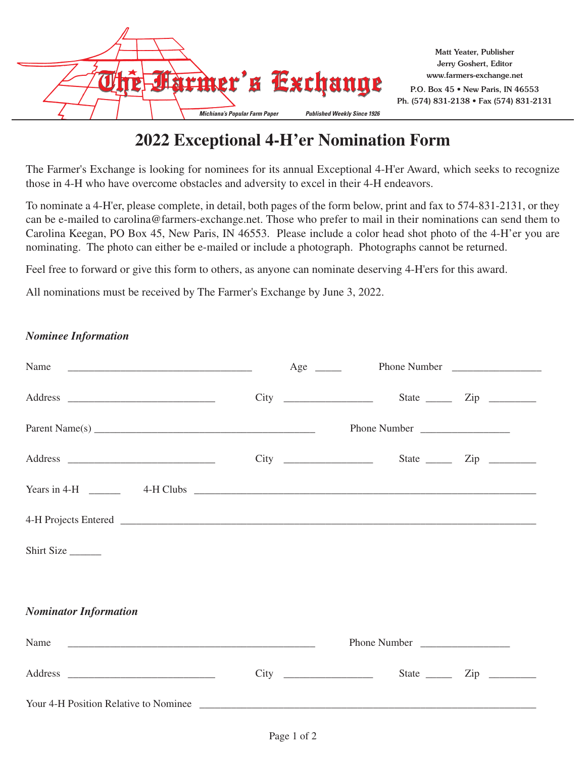# The Farmer's Exchange

*Michiana's Popular Farm Paper* *Published Weekly Since 1926*

Matt Yeater, Publisher
Jerry Goshert, Editor
www.farmers-exchange.net
P.O. Box 45 • New Paris, IN 46553
Ph. (574) 831-2138 • Fax (574) 831-2131

## 2022 Exceptional 4-H'er Nomination Form

The Farmer's Exchange is looking for nominees for its annual Exceptional 4-H'er Award, which seeks to recognize those in 4-H who have overcome obstacles and adversity to excel in their 4-H endeavors.

To nominate a 4-H'er, please complete, in detail, both pages of the form below, print and fax to 574-831-2131, or they can be e-mailed to carolina@farmers-exchange.net. Those who prefer to mail in their nominations can send them to Carolina Keegan, PO Box 45, New Paris, IN 46553. Please include a color head shot photo of the 4-H'er you are nominating. The photo can either be e-mailed or include a photograph. Photographs cannot be returned.

Feel free to forward or give this form to others, as anyone can nominate deserving 4-H'ers for this award.

All nominations must be received by The Farmer's Exchange by June 3, 2022.

### *Nominee Information*

Name ___________________________________ Age _____ Phone Number _________________

Address ____________________________ City _________________ State _____ Zip _________

Parent Name(s) __________________________________________ Phone Number _________________

Address ____________________________ City _________________ State _____ Zip _________

Years in 4-H ______ 4-H Clubs _________________________________________________________________

4-H Projects Entered ________________________________________________________________________

Shirt Size ______

### *Nominator Information*

Name _______________________________________________ Phone Number _________________

Address ____________________________ City _________________ State _____ Zip _________

Your 4-H Position Relative to Nominee ______________________________________________________________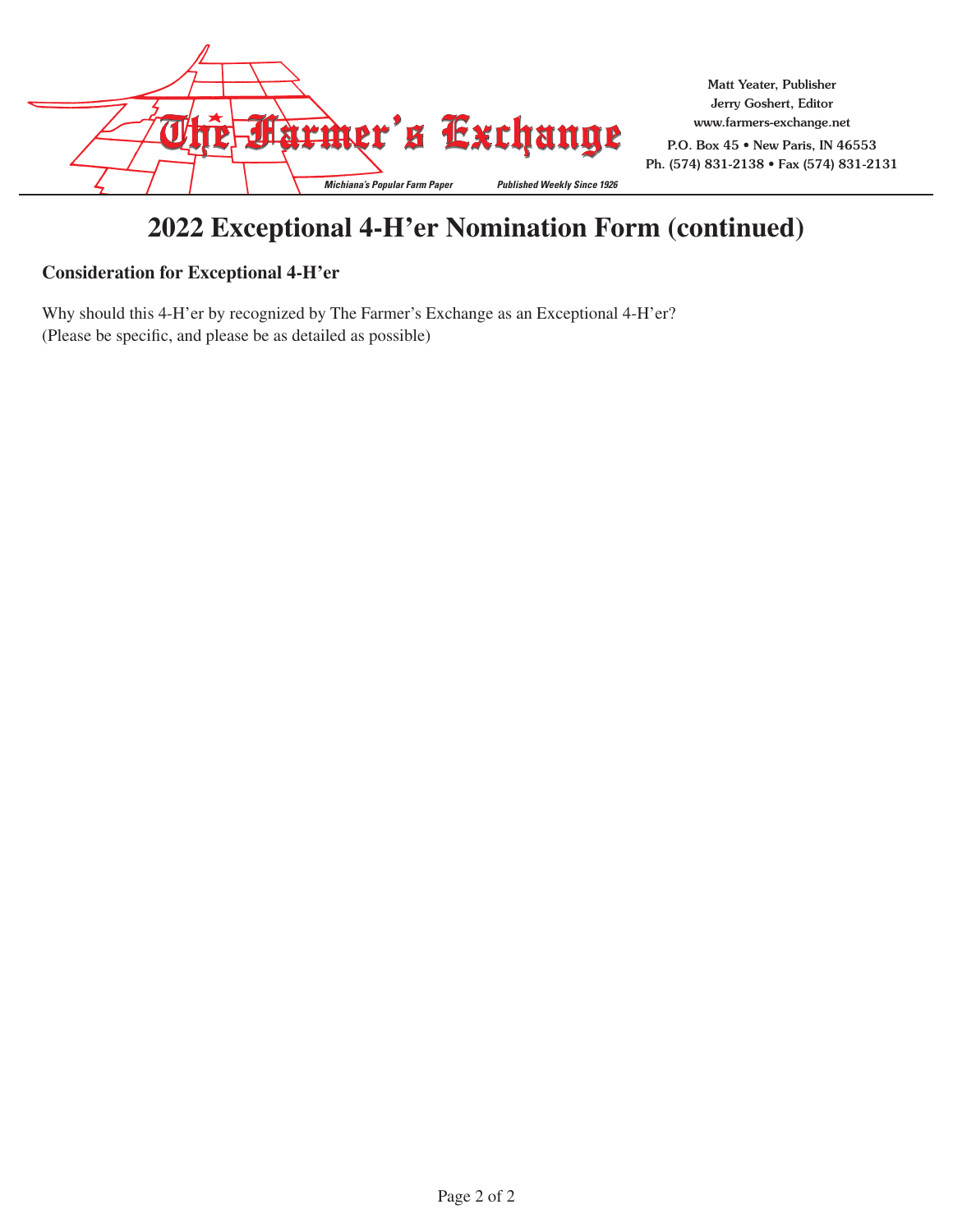The Farmer's Exchange

*Michiana's Popular Farm Paper* *Published Weekly Since 1926*

Matt Yeater, Publisher
Jerry Goshert, Editor
www.farmers-exchange.net
P.O. Box 45 • New Paris, IN 46553
Ph. (574) 831-2138 • Fax (574) 831-2131

# 2022 Exceptional 4-H'er Nomination Form (continued)

**Consideration for Exceptional 4-H'er**

Why should this 4-H'er by recognized by The Farmer's Exchange as an Exceptional 4-H'er?
(Please be specific, and please be as detailed as possible)